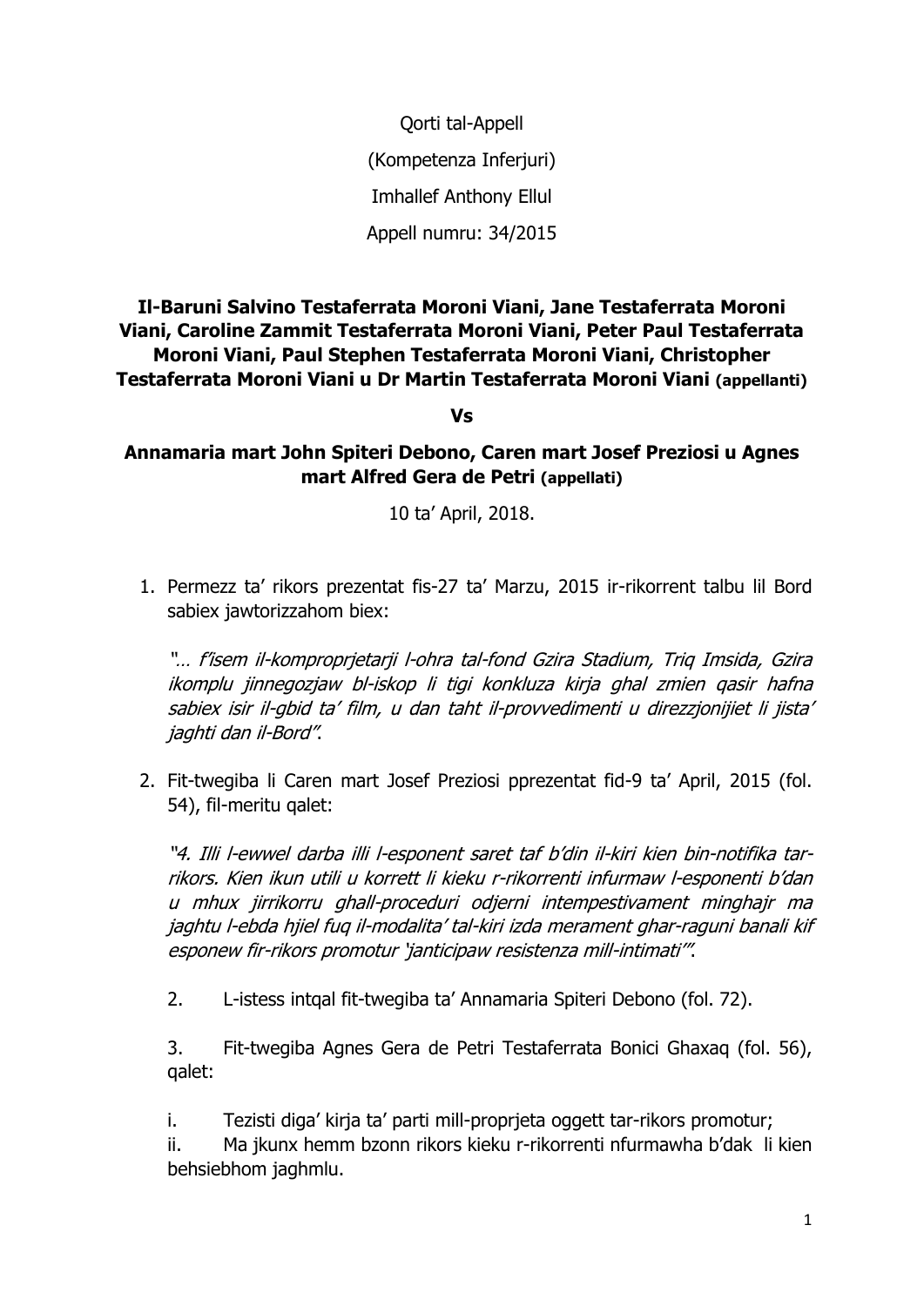Qorti tal-Appell

(Kompetenza Inferjuri)

Imhallef Anthony Ellul

Appell numru: 34/2015

**Il-Baruni Salvino Testaferrata Moroni Viani, Jane Testaferrata Moroni Viani, Caroline Zammit Testaferrata Moroni Viani, Peter Paul Testaferrata Moroni Viani, Paul Stephen Testaferrata Moroni Viani, Christopher Testaferrata Moroni Viani u Dr Martin Testaferrata Moroni Viani (appellanti)**

**Vs**

**Annamaria mart John Spiteri Debono, Caren mart Josef Preziosi u Agnes mart Alfred Gera de Petri (appellati)**

10 ta' April, 2018.

1. Permezz ta' rikors prezentat fis-27 ta' Marzu, 2015 ir-rikorrent talbu lil Bord sabiex jawtorizzahom biex:

   *"… f'isem il-komproprjetarji l-ohra tal-fond Gzira Stadium, Triq Imsida, Gzira ikomplu jinnegozjaw bl-iskop li tigi konkluza kirja ghal zmien qasir hafna sabiex isir il-gbid ta' film, u dan taht il-provvedimenti u direzzjonijiet li jista' jaghti dan il-Bord".*

2. Fit-twegiba li Caren mart Josef Preziosi pprezentat fid-9 ta' April, 2015 (fol. 54), fil-meritu qalet:

   *"4. Illi l-ewwel darba illi l-esponent saret taf b'din il-kiri kien bin-notifika tar-rikors. Kien ikun utili u korrett li kieku r-rikorrenti infurmaw l-esponenti b'dan u mhux jirrikorru ghall-proceduri odjerni intempestivament minghajr ma jaghtu l-ebda hjiel fuq il-modalita' tal-kiri izda merament ghar-raguni banali kif esponew fir-rikors promotur 'janticipaw resistenza mill-intimati'".*

2. L-istess intqal fit-twegiba ta' Annamaria Spiteri Debono (fol. 72).

3. Fit-twegiba Agnes Gera de Petri Testaferrata Bonici Ghaxaq (fol. 56), qalet:

   i. Tezisti diga' kirja ta' parti mill-proprjeta oggett tar-rikors promotur;
   
   ii. Ma jkunx hemm bzonn rikors kieku r-rikorrenti nfurmawha b'dak li kien behsiebhom jaghmlu.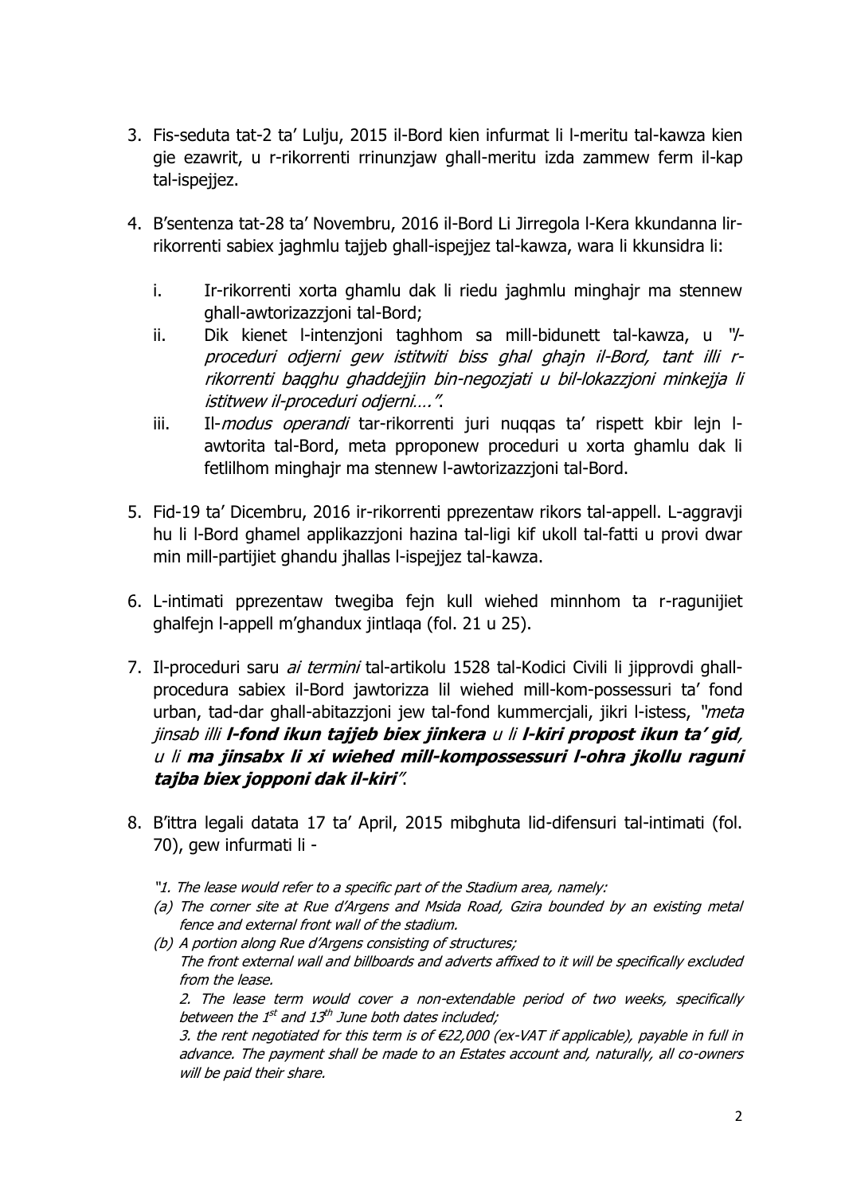3. Fis-seduta tat-2 ta' Lulju, 2015 il-Bord kien infurmat li l-meritu tal-kawza kien gie ezawrit, u r-rikorrenti rrinunzjaw ghall-meritu izda zammew ferm il-kap tal-ispejjez.

4. B'sentenza tat-28 ta' Novembru, 2016 il-Bord Li Jirregola l-Kera kkundanna lir-rikorrenti sabiex jaghmlu tajjeb ghall-ispejjez tal-kawza, wara li kkunsidra li:

   i. Ir-rikorrenti xorta ghamlu dak li riedu jaghmlu minghajr ma stennew ghall-awtorizazzjoni tal-Bord;
   
   ii. Dik kienet l-intenzjoni taghhom sa mill-bidunett tal-kawza, u *"l-proceduri odjerni gew istitwiti biss ghal ghajn il-Bord, tant illi r-rikorrenti baqghu ghaddejjin bin-negozjati u bil-lokazzjoni minkejja li istitwew il-proceduri odjerni….".*
   
   iii. Il-*modus operandi* tar-rikorrenti juri nuqqas ta' rispett kbir lejn l-awtorita tal-Bord, meta pproponew proceduri u xorta ghamlu dak li fetlilhom minghajr ma stennew l-awtorizazzjoni tal-Bord.

5. Fid-19 ta' Dicembru, 2016 ir-rikorrenti pprezentaw rikors tal-appell. L-aggravji hu li l-Bord ghamel applikazzjoni hazina tal-ligi kif ukoll tal-fatti u provi dwar min mill-partijiet ghandu jhallas l-ispejjez tal-kawza.

6. L-intimati pprezentaw twegiba fejn kull wiehed minnhom ta r-ragunijiet ghalfejn l-appell m'ghandux jintlaqa (fol. 21 u 25).

7. Il-proceduri saru *ai termini* tal-artikolu 1528 tal-Kodici Civili li jipprovdi ghall-procedura sabiex il-Bord jawtorizza lil wiehed mill-kom-possessuri ta' fond urban, tad-dar ghall-abitazzjoni jew tal-fond kummercjali, jikri l-istess, *"meta jinsab illi **l-fond ikun tajjeb biex jinkera** u li **l-kiri propost ikun ta' gid**, u li **ma jinsabx li xi wiehed mill-kompossessuri l-ohra jkollu raguni tajba biex jopponi dak il-kiri**".*

8. B'ittra legali datata 17 ta' April, 2015 mibghuta lid-difensuri tal-intimati (fol. 70), gew infurmati li -

   *"1. The lease would refer to a specific part of the Stadium area, namely:*
   
   *(a) The corner site at Rue d'Argens and Msida Road, Gzira bounded by an existing metal fence and external front wall of the stadium.*
   
   *(b) A portion along Rue d'Argens consisting of structures;*
   *The front external wall and billboards and adverts affixed to it will be specifically excluded from the lease.*
   
   *2. The lease term would cover a non-extendable period of two weeks, specifically between the 1st and 13th June both dates included;*
   
   *3. the rent negotiated for this term is of €22,000 (ex-VAT if applicable), payable in full in advance. The payment shall be made to an Estates account and, naturally, all co-owners will be paid their share.*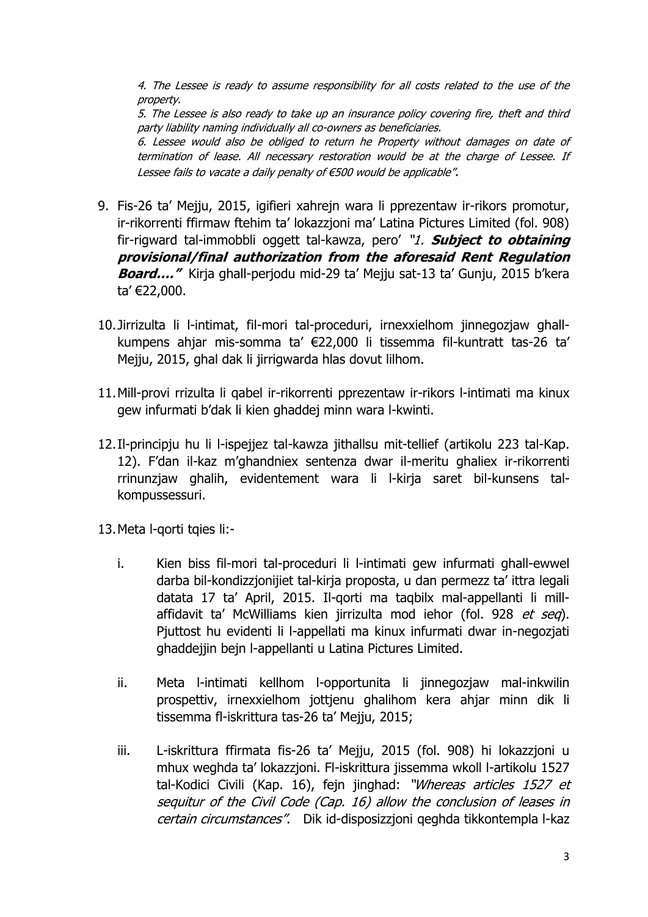*4. The Lessee is ready to assume responsibility for all costs related to the use of the property.*
*5. The Lessee is also ready to take up an insurance policy covering fire, theft and third party liability naming individually all co-owners as beneficiaries.*
*6. Lessee would also be obliged to return he Property without damages on date of termination of lease. All necessary restoration would be at the charge of Lessee. If Lessee fails to vacate a daily penalty of €500 would be applicable".*

9. Fis-26 ta' Mejju, 2015, igifieri xahrejn wara li pprezentaw ir-rikors promotur, ir-rikorrenti ffirmaw ftehim ta' lokazzjoni ma' Latina Pictures Limited (fol. 908) fir-rigward tal-immobbli oggett tal-kawza, pero' *"1. **Subject to obtaining provisional/final authorization from the aforesaid Rent Regulation Board…."*** Kirja ghall-perjodu mid-29 ta' Mejju sat-13 ta' Gunju, 2015 b'kera ta' €22,000.

10. Jirrizulta li l-intimat, fil-mori tal-proceduri, irnexxielhom jinnegozjaw ghall-kumpens ahjar mis-somma ta' €22,000 li tissemma fil-kuntratt tas-26 ta' Mejju, 2015, ghal dak li jirrigwarda hlas dovut lilhom.

11. Mill-provi rrizulta li qabel ir-rikorrenti pprezentaw ir-rikors l-intimati ma kinux gew infurmati b'dak li kien ghaddej minn wara l-kwinti.

12. Il-principju hu li l-ispejjez tal-kawza jithallsu mit-tellief (artikolu 223 tal-Kap. 12). F'dan il-kaz m'ghandniex sentenza dwar il-meritu ghaliex ir-rikorrenti rrinunzjaw ghalih, evidentement wara li l-kirja saret bil-kunsens tal-kompussessuri.

13. Meta l-qorti tqies li:-

    i. Kien biss fil-mori tal-proceduri li l-intimati gew infurmati ghall-ewwel darba bil-kondizzjonijiet tal-kirja proposta, u dan permezz ta' ittra legali datata 17 ta' April, 2015. Il-qorti ma taqbilx mal-appellanti li mill-affidavit ta' McWilliams kien jirrizulta mod iehor (fol. 928 *et seq*). Pjuttost hu evidenti li l-appellati ma kinux infurmati dwar in-negozjati ghaddejjin bejn l-appellanti u Latina Pictures Limited.

    ii. Meta l-intimati kellhom l-opportunita li jinnegozjaw mal-inkwilin prospettiv, irnexxielhom jottjenu ghalihom kera ahjar minn dik li tissemma fl-iskrittura tas-26 ta' Mejju, 2015;

    iii. L-iskrittura ffirmata fis-26 ta' Mejju, 2015 (fol. 908) hi lokazzjoni u mhux weghda ta' lokazzjoni. Fl-iskrittura jissemma wkoll l-artikolu 1527 tal-Kodici Civili (Kap. 16), fejn jinghad: *"Whereas articles 1527 et sequitur of the Civil Code (Cap. 16) allow the conclusion of leases in certain circumstances".* Dik id-disposizzjoni qeghda tikkontempla l-kaz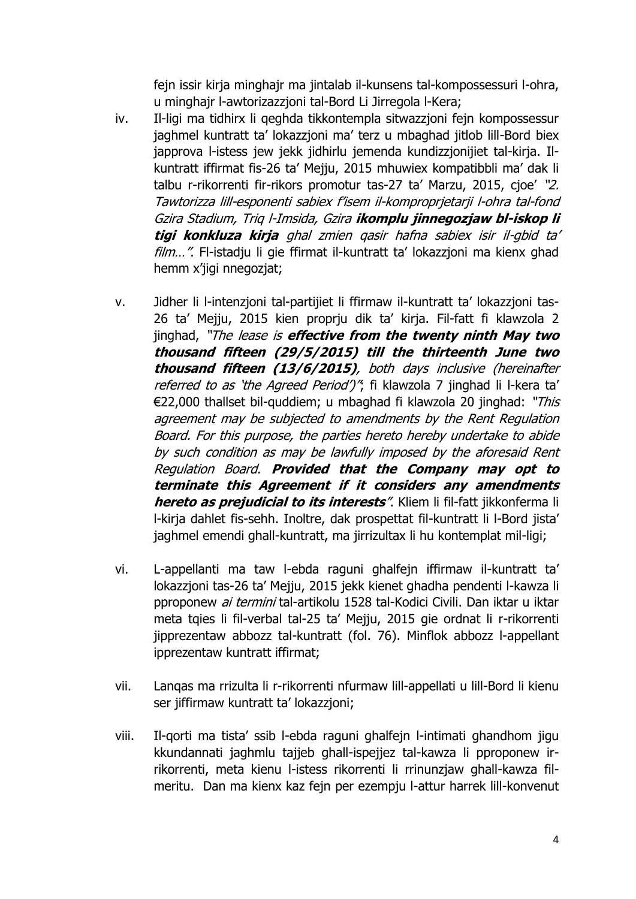fejn issir kirja minghajr ma jintalab il-kunsens tal-kompossessuri l-ohra, u minghajr l-awtorizazzjoni tal-Bord Li Jirregola l-Kera;

iv. Il-ligi ma tidhirx li qeghda tikkontempla sitwazzjoni fejn kompossessur jaghmel kuntratt ta' lokazzjoni ma' terz u mbaghad jitlob lill-Bord biex japprova l-istess jew jekk jidhirlu jemenda kundizzjonijiet tal-kirja. Il-kuntratt iffirmat fis-26 ta' Mejju, 2015 mhuwiex kompatibbli ma' dak li talbu r-rikorrenti fir-rikors promotur tas-27 ta' Marzu, 2015, cjoe' *"2. Tawtorizza lill-esponenti sabiex f'isem il-komproprjetarji l-ohra tal-fond Gzira Stadium, Triq l-Imsida, Gzira **ikomplu jinnegozjaw bl-iskop li tigi konkluza kirja** ghal zmien qasir hafna sabiex isir il-gbid ta' film…"*. Fl-istadju li gie ffirmat il-kuntratt ta' lokazzjoni ma kienx ghad hemm x'jigi nnegozjat;

v. Jidher li l-intenzjoni tal-partijiet li ffirmaw il-kuntratt ta' lokazzjoni tas-26 ta' Mejju, 2015 kien proprju dik ta' kirja. Fil-fatt fi klawzola 2 jinghad, *"The lease is **effective from the twenty ninth May two thousand fifteen (29/5/2015) till the thirteenth June two thousand fifteen (13/6/2015)**, both days inclusive (hereinafter referred to as 'the Agreed Period')"*; fi klawzola 7 jinghad li l-kera ta' €22,000 thallset bil-quddiem; u mbaghad fi klawzola 20 jinghad: *"This agreement may be subjected to amendments by the Rent Regulation Board. For this purpose, the parties hereto hereby undertake to abide by such condition as may be lawfully imposed by the aforesaid Rent Regulation Board. **Provided that the Company may opt to terminate this Agreement if it considers any amendments hereto as prejudicial to its interests**"*. Kliem li fil-fatt jikkonferma li l-kirja dahlet fis-sehh. Inoltre, dak prospettat fil-kuntratt li l-Bord jista' jaghmel emendi ghall-kuntratt, ma jirrizultax li hu kontemplat mil-ligi;

vi. L-appellanti ma taw l-ebda raguni ghalfejn iffirmaw il-kuntratt ta' lokazzjoni tas-26 ta' Mejju, 2015 jekk kienet ghadha pendenti l-kawza li pproponew *ai termini* tal-artikolu 1528 tal-Kodici Civili. Dan iktar u iktar meta tqies li fil-verbal tal-25 ta' Mejju, 2015 gie ordnat li r-rikorrenti jipprezentaw abbozz tal-kuntratt (fol. 76). Minflok abbozz l-appellant ipprezentaw kuntratt iffirmat;

vii. Lanqas ma rrizulta li r-rikorrenti nfurmaw lill-appellati u lill-Bord li kienu ser jiffirmaw kuntratt ta' lokazzjoni;

viii. Il-qorti ma tista' ssib l-ebda raguni ghalfejn l-intimati ghandhom jigu kkundannati jaghmlu tajjeb ghall-ispejjez tal-kawza li pproponew ir-rikorrenti, meta kienu l-istess rikorrenti li rrinunzjaw ghall-kawza fil-meritu. Dan ma kienx kaz fejn per ezempju l-attur harrek lill-konvenut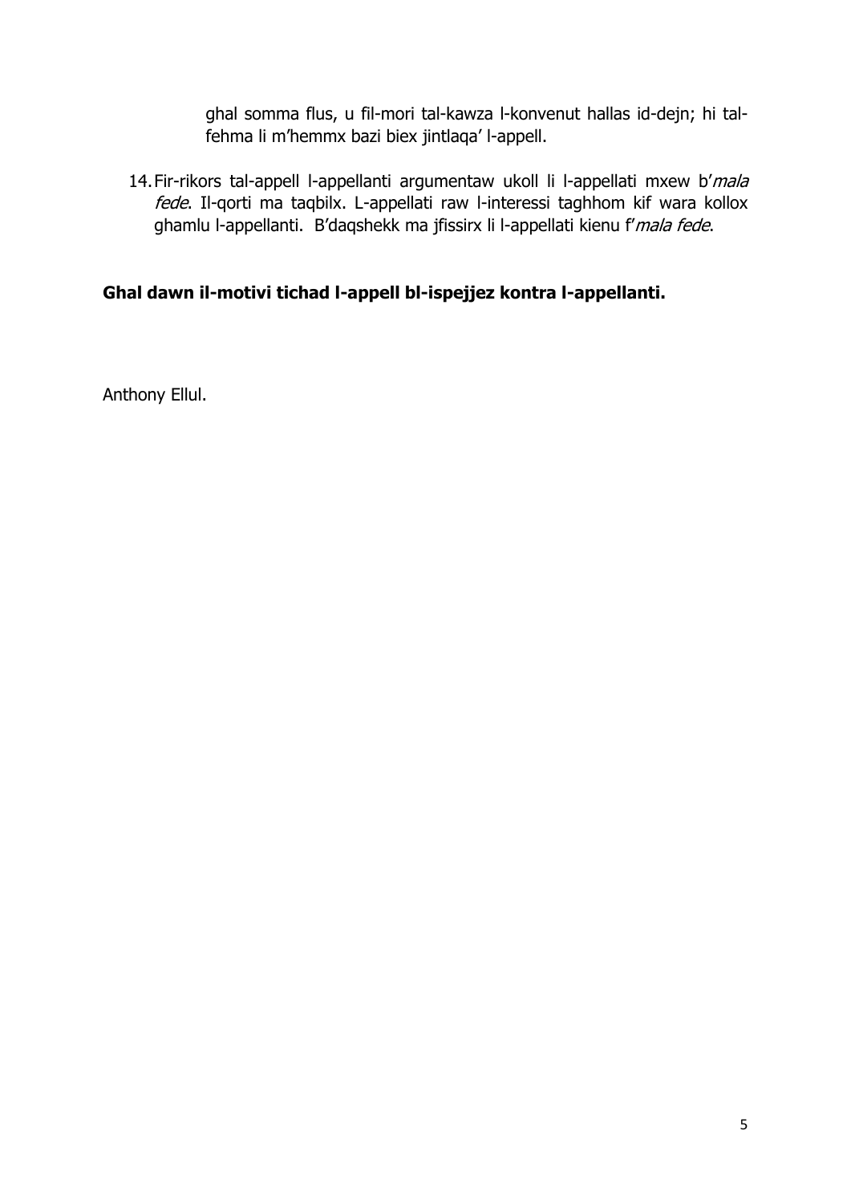ghal somma flus, u fil-mori tal-kawza l-konvenut hallas id-dejn; hi tal-fehma li m'hemmx bazi biex jintlaqa' l-appell.

14. Fir-rikors tal-appell l-appellanti argumentaw ukoll li l-appellati mxew b'*mala fede*. Il-qorti ma taqbilx. L-appellati raw l-interessi taghhom kif wara kollox ghamlu l-appellanti. B'daqshekk ma jfissirx li l-appellati kienu f'*mala fede*.

**Ghal dawn il-motivi tichad l-appell bl-ispejjez kontra l-appellanti.**

Anthony Ellul.